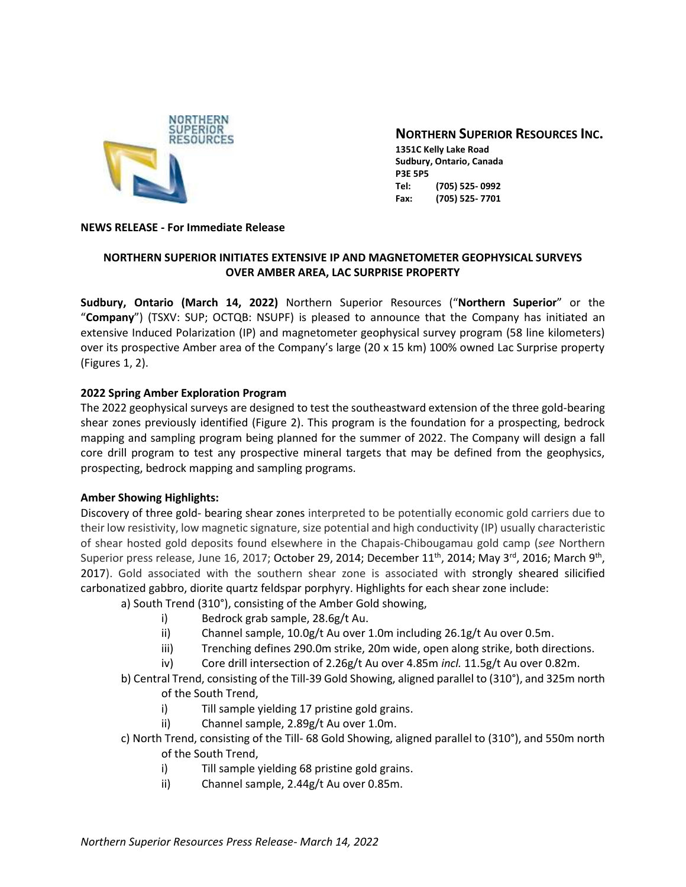**NORTHERN SUPERIOR RESOURCES INC.**
**1351C Kelly Lake Road**
**Sudbury, Ontario, Canada**
**P3E 5P5**
**Tel: (705) 525- 0992**
**Fax: (705) 525- 7701**

**NEWS RELEASE - For Immediate Release**

**NORTHERN SUPERIOR INITIATES EXTENSIVE IP AND MAGNETOMETER GEOPHYSICAL SURVEYS OVER AMBER AREA, LAC SURPRISE PROPERTY**

**Sudbury, Ontario (March 14, 2022)** Northern Superior Resources ("**Northern Superior**" or the "**Company**") (TSXV: SUP; OCTQB: NSUPF) is pleased to announce that the Company has initiated an extensive Induced Polarization (IP) and magnetometer geophysical survey program (58 line kilometers) over its prospective Amber area of the Company's large (20 x 15 km) 100% owned Lac Surprise property (Figures 1, 2).

**2022 Spring Amber Exploration Program**

The 2022 geophysical surveys are designed to test the southeastward extension of the three gold-bearing shear zones previously identified (Figure 2). This program is the foundation for a prospecting, bedrock mapping and sampling program being planned for the summer of 2022. The Company will design a fall core drill program to test any prospective mineral targets that may be defined from the geophysics, prospecting, bedrock mapping and sampling programs.

**Amber Showing Highlights:**

Discovery of three gold- bearing shear zones interpreted to be potentially economic gold carriers due to their low resistivity, low magnetic signature, size potential and high conductivity (IP) usually characteristic of shear hosted gold deposits found elsewhere in the Chapais-Chibougamau gold camp (*see* Northern Superior press release, June 16, 2017; October 29, 2014; December 11th, 2014; May 3rd, 2016; March 9th, 2017). Gold associated with the southern shear zone is associated with strongly sheared silicified carbonatized gabbro, diorite quartz feldspar porphyry. Highlights for each shear zone include:

a) South Trend (310°), consisting of the Amber Gold showing,
   - i) Bedrock grab sample, 28.6g/t Au.
   - ii) Channel sample, 10.0g/t Au over 1.0m including 26.1g/t Au over 0.5m.
   - iii) Trenching defines 290.0m strike, 20m wide, open along strike, both directions.
   - iv) Core drill intersection of 2.26g/t Au over 4.85m *incl.* 11.5g/t Au over 0.82m.

b) Central Trend, consisting of the Till-39 Gold Showing, aligned parallel to (310°), and 325m north of the South Trend,
   - i) Till sample yielding 17 pristine gold grains.
   - ii) Channel sample, 2.89g/t Au over 1.0m.

c) North Trend, consisting of the Till- 68 Gold Showing, aligned parallel to (310°), and 550m north of the South Trend,
   - i) Till sample yielding 68 pristine gold grains.
   - ii) Channel sample, 2.44g/t Au over 0.85m.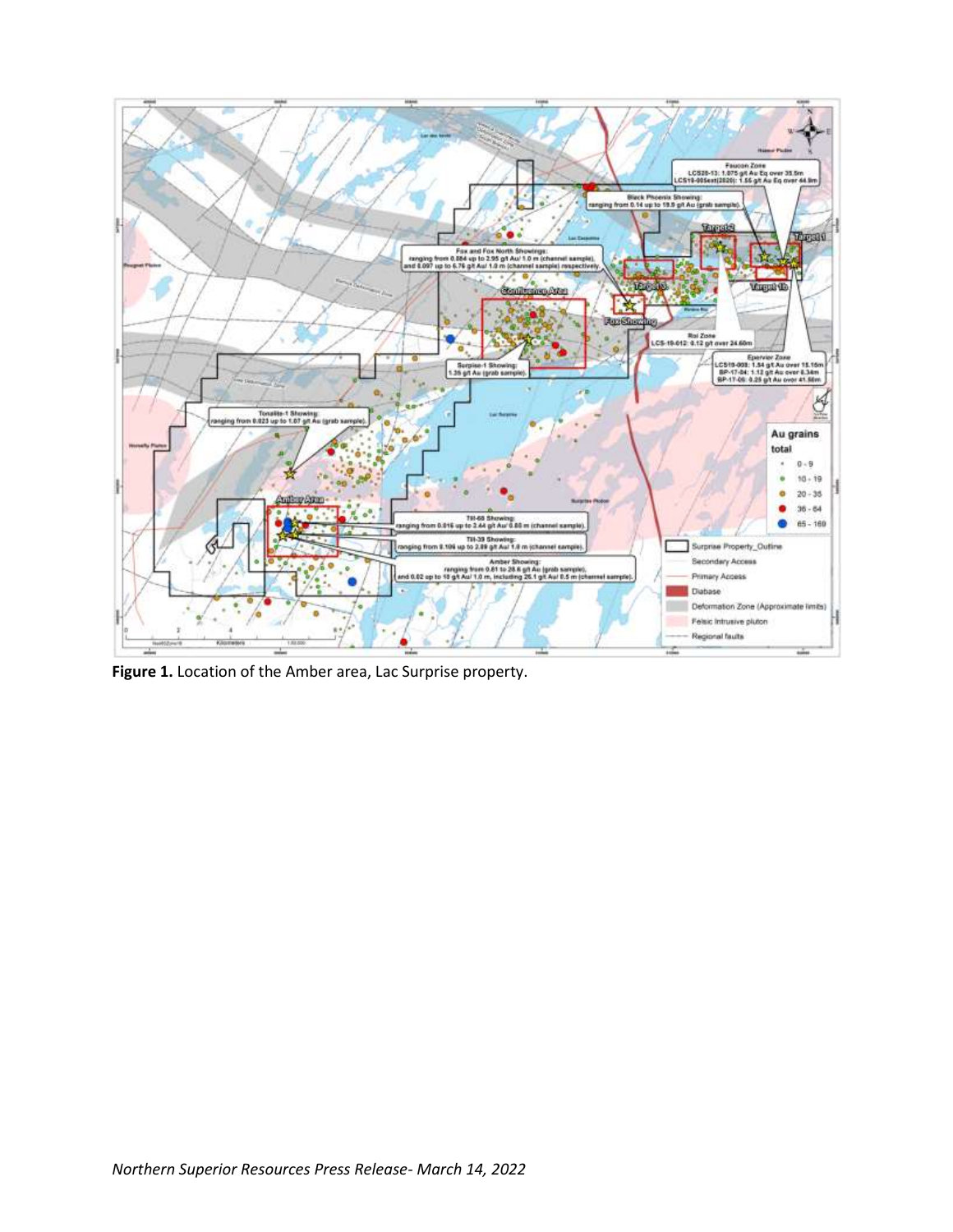**Figure 1.** Location of the Amber area, Lac Surprise property.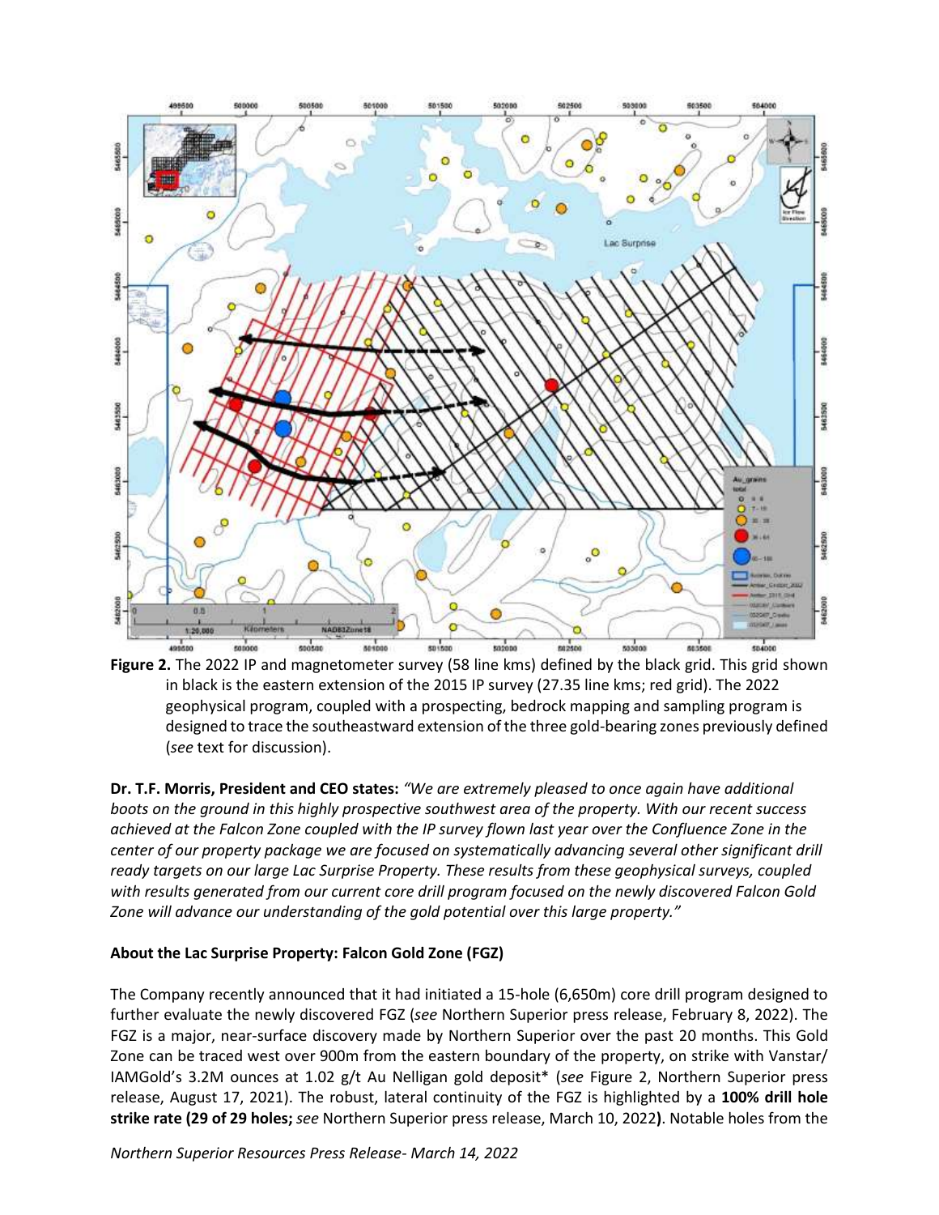**Figure 2.** The 2022 IP and magnetometer survey (58 line kms) defined by the black grid. This grid shown in black is the eastern extension of the 2015 IP survey (27.35 line kms; red grid). The 2022 geophysical program, coupled with a prospecting, bedrock mapping and sampling program is designed to trace the southeastward extension of the three gold-bearing zones previously defined (*see* text for discussion).

**Dr. T.F. Morris, President and CEO states:** *"We are extremely pleased to once again have additional boots on the ground in this highly prospective southwest area of the property. With our recent success achieved at the Falcon Zone coupled with the IP survey flown last year over the Confluence Zone in the center of our property package we are focused on systematically advancing several other significant drill ready targets on our large Lac Surprise Property. These results from these geophysical surveys, coupled with results generated from our current core drill program focused on the newly discovered Falcon Gold Zone will advance our understanding of the gold potential over this large property."*

**About the Lac Surprise Property: Falcon Gold Zone (FGZ)**

The Company recently announced that it had initiated a 15-hole (6,650m) core drill program designed to further evaluate the newly discovered FGZ (*see* Northern Superior press release, February 8, 2022). The FGZ is a major, near-surface discovery made by Northern Superior over the past 20 months. This Gold Zone can be traced west over 900m from the eastern boundary of the property, on strike with Vanstar/ IAMGold's 3.2M ounces at 1.02 g/t Au Nelligan gold deposit* (*see* Figure 2, Northern Superior press release, August 17, 2021). The robust, lateral continuity of the FGZ is highlighted by a **100% drill hole strike rate (29 of 29 holes;** *see* Northern Superior press release, March 10, 2022**)**. Notable holes from the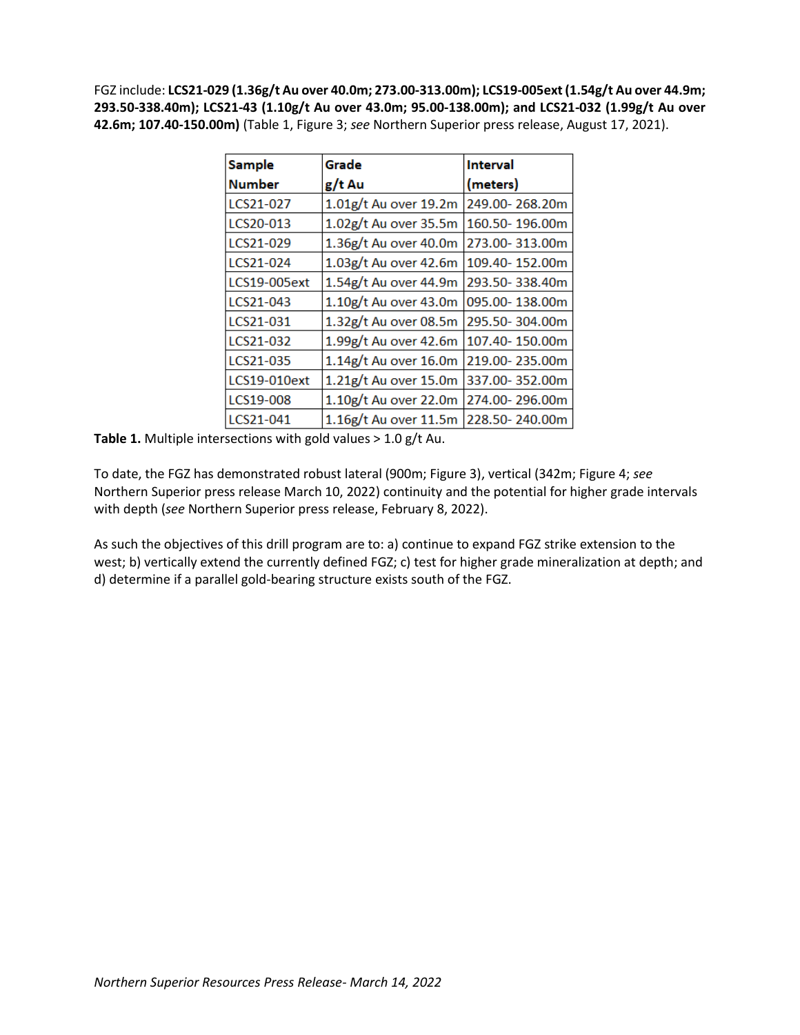FGZ include: **LCS21-029 (1.36g/t Au over 40.0m; 273.00-313.00m); LCS19-005ext (1.54g/t Au over 44.9m; 293.50-338.40m); LCS21-43 (1.10g/t Au over 43.0m; 95.00-138.00m); and LCS21-032 (1.99g/t Au over 42.6m; 107.40-150.00m)** (Table 1, Figure 3; *see* Northern Superior press release, August 17, 2021).

| Sample Number | Grade g/t Au | Interval (meters) |
|---|---|---|
| LCS21-027 | 1.01g/t Au over 19.2m | 249.00- 268.20m |
| LCS20-013 | 1.02g/t Au over 35.5m | 160.50- 196.00m |
| LCS21-029 | 1.36g/t Au over 40.0m | 273.00- 313.00m |
| LCS21-024 | 1.03g/t Au over 42.6m | 109.40- 152.00m |
| LCS19-005ext | 1.54g/t Au over 44.9m | 293.50- 338.40m |
| LCS21-043 | 1.10g/t Au over 43.0m | 095.00- 138.00m |
| LCS21-031 | 1.32g/t Au over 08.5m | 295.50- 304.00m |
| LCS21-032 | 1.99g/t Au over 42.6m | 107.40- 150.00m |
| LCS21-035 | 1.14g/t Au over 16.0m | 219.00- 235.00m |
| LCS19-010ext | 1.21g/t Au over 15.0m | 337.00- 352.00m |
| LCS19-008 | 1.10g/t Au over 22.0m | 274.00- 296.00m |
| LCS21-041 | 1.16g/t Au over 11.5m | 228.50- 240.00m |

**Table 1.** Multiple intersections with gold values > 1.0 g/t Au.

To date, the FGZ has demonstrated robust lateral (900m; Figure 3), vertical (342m; Figure 4; *see* Northern Superior press release March 10, 2022) continuity and the potential for higher grade intervals with depth (*see* Northern Superior press release, February 8, 2022).

As such the objectives of this drill program are to: a) continue to expand FGZ strike extension to the west; b) vertically extend the currently defined FGZ; c) test for higher grade mineralization at depth; and d) determine if a parallel gold-bearing structure exists south of the FGZ.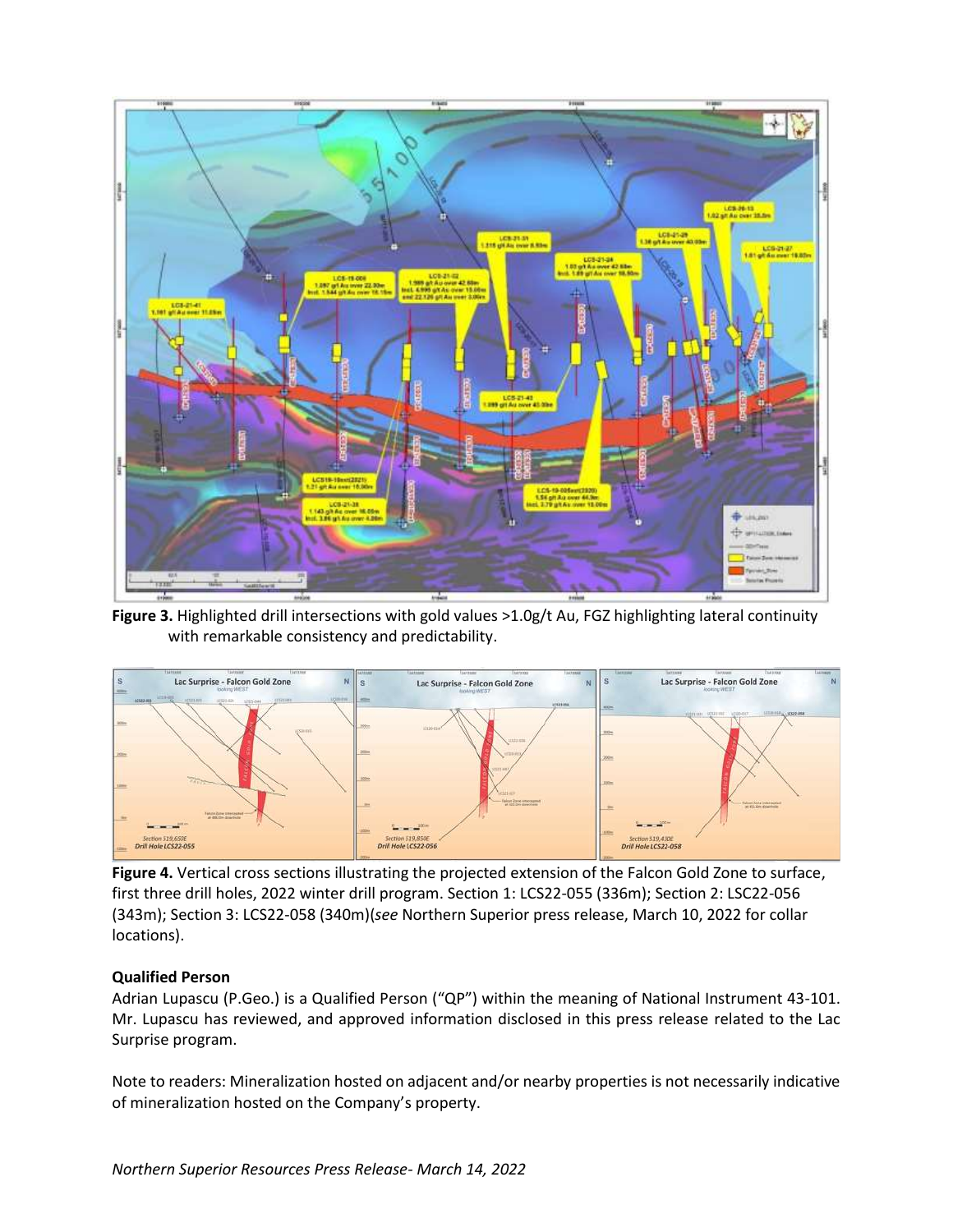**Figure 3.** Highlighted drill intersections with gold values >1.0g/t Au, FGZ highlighting lateral continuity with remarkable consistency and predictability.

**Figure 4.** Vertical cross sections illustrating the projected extension of the Falcon Gold Zone to surface, first three drill holes, 2022 winter drill program. Section 1: LCS22-055 (336m); Section 2: LSC22-056 (343m); Section 3: LCS22-058 (340m)(*see* Northern Superior press release, March 10, 2022 for collar locations).

**Qualified Person**

Adrian Lupascu (P.Geo.) is a Qualified Person ("QP") within the meaning of National Instrument 43-101. Mr. Lupascu has reviewed, and approved information disclosed in this press release related to the Lac Surprise program.

Note to readers: Mineralization hosted on adjacent and/or nearby properties is not necessarily indicative of mineralization hosted on the Company's property.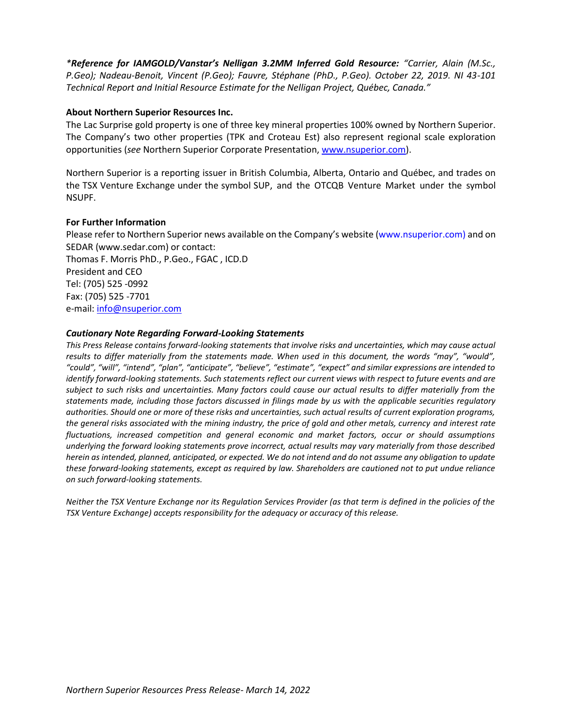***Reference for IAMGOLD/Vanstar's Nelligan 3.2MM Inferred Gold Resource:** "Carrier, Alain (M.Sc., P.Geo); Nadeau-Benoit, Vincent (P.Geo); Fauvre, Stéphane (PhD., P.Geo). October 22, 2019. NI 43-101 Technical Report and Initial Resource Estimate for the Nelligan Project, Québec, Canada."*

**About Northern Superior Resources Inc.**

The Lac Surprise gold property is one of three key mineral properties 100% owned by Northern Superior. The Company's two other properties (TPK and Croteau Est) also represent regional scale exploration opportunities (*see* Northern Superior Corporate Presentation, www.nsuperior.com).

Northern Superior is a reporting issuer in British Columbia, Alberta, Ontario and Québec, and trades on the TSX Venture Exchange under the symbol SUP, and the OTCQB Venture Market under the symbol NSUPF.

**For Further Information**

Please refer to Northern Superior news available on the Company's website (www.nsuperior.com) and on SEDAR (www.sedar.com) or contact:
Thomas F. Morris PhD., P.Geo., FGAC , ICD.D
President and CEO
Tel: (705) 525 -0992
Fax: (705) 525 -7701
e-mail: info@nsuperior.com

***Cautionary Note Regarding Forward-Looking Statements***

*This Press Release contains forward-looking statements that involve risks and uncertainties, which may cause actual results to differ materially from the statements made. When used in this document, the words "may", "would", "could", "will", "intend", "plan", "anticipate", "believe", "estimate", "expect" and similar expressions are intended to identify forward-looking statements. Such statements reflect our current views with respect to future events and are subject to such risks and uncertainties. Many factors could cause our actual results to differ materially from the statements made, including those factors discussed in filings made by us with the applicable securities regulatory authorities. Should one or more of these risks and uncertainties, such actual results of current exploration programs, the general risks associated with the mining industry, the price of gold and other metals, currency and interest rate fluctuations, increased competition and general economic and market factors, occur or should assumptions underlying the forward looking statements prove incorrect, actual results may vary materially from those described herein as intended, planned, anticipated, or expected. We do not intend and do not assume any obligation to update these forward-looking statements, except as required by law. Shareholders are cautioned not to put undue reliance on such forward-looking statements.*

*Neither the TSX Venture Exchange nor its Regulation Services Provider (as that term is defined in the policies of the TSX Venture Exchange) accepts responsibility for the adequacy or accuracy of this release.*